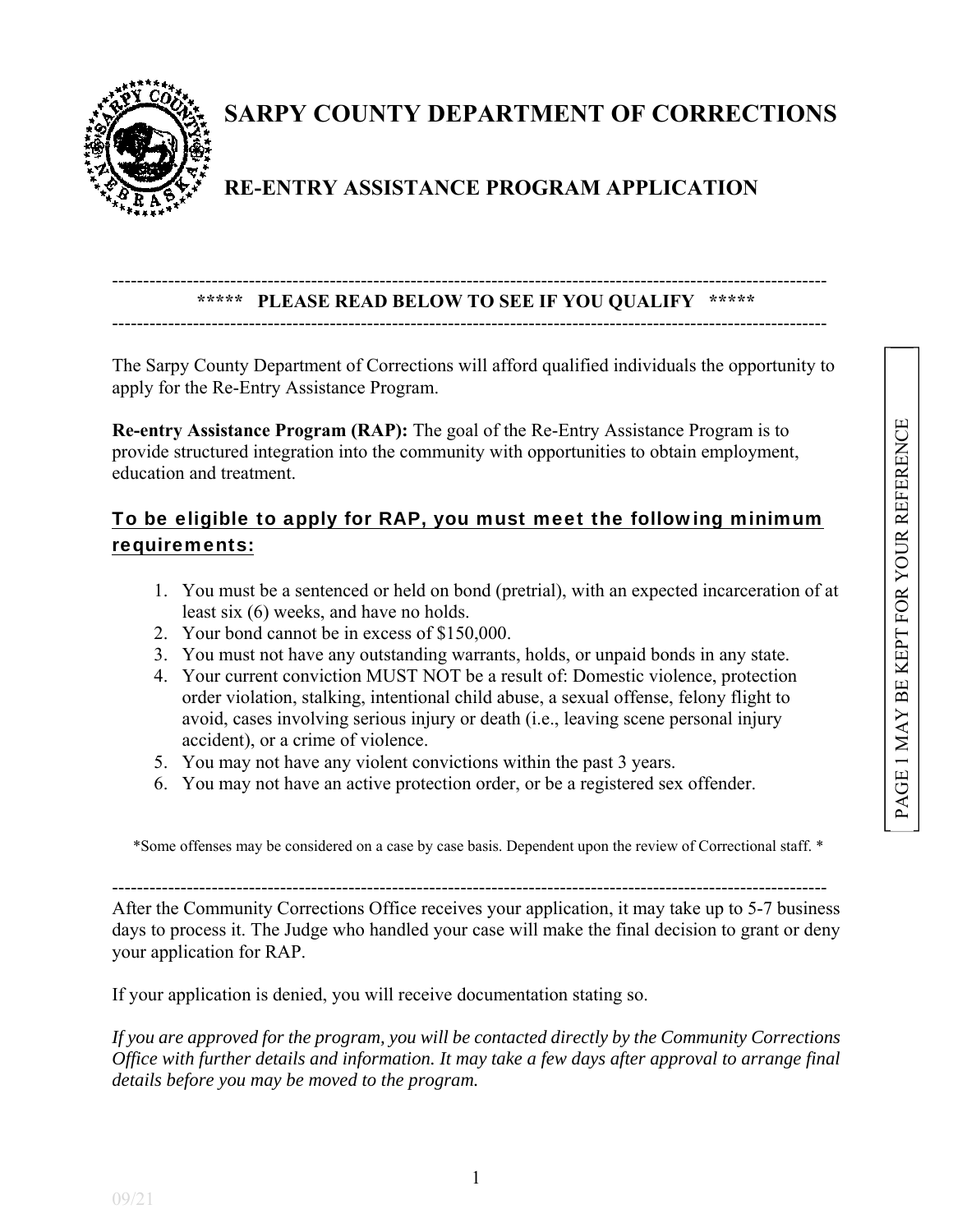# SARPY COUNTY DEPARTMENT OF CORRECTIONS

## RE-ENTRY ASSISTANCE PROGRAM APPLICATION

---

**\*\*\*\*\* PLEASE READ BELOW TO SEE IF YOU QUALIFY \*\*\*\*\***

---

The Sarpy County Department of Corrections will afford qualified individuals the opportunity to apply for the Re-Entry Assistance Program.

**Re-entry Assistance Program (RAP):** The goal of the Re-Entry Assistance Program is to provide structured integration into the community with opportunities to obtain employment, education and treatment.

**To be eligible to apply for RAP, you must meet the following minimum requirements:**

1. You must be a sentenced or held on bond (pretrial), with an expected incarceration of at least six (6) weeks, and have no holds.
2. Your bond cannot be in excess of $150,000.
3. You must not have any outstanding warrants, holds, or unpaid bonds in any state.
4. Your current conviction MUST NOT be a result of: Domestic violence, protection order violation, stalking, intentional child abuse, a sexual offense, felony flight to avoid, cases involving serious injury or death (i.e., leaving scene personal injury accident), or a crime of violence.
5. You may not have any violent convictions within the past 3 years.
6. You may not have an active protection order, or be a registered sex offender.

*Some offenses may be considered on a case by case basis. Dependent upon the review of Correctional staff.*

---

After the Community Corrections Office receives your application, it may take up to 5-7 business days to process it. The Judge who handled your case will make the final decision to grant or deny your application for RAP.

If your application is denied, you will receive documentation stating so.

*If you are approved for the program, you will be contacted directly by the Community Corrections Office with further details and information. It may take a few days after approval to arrange final details before you may be moved to the program.*

PAGE 1 MAY BE KEPT FOR YOUR REFERENCE

09/21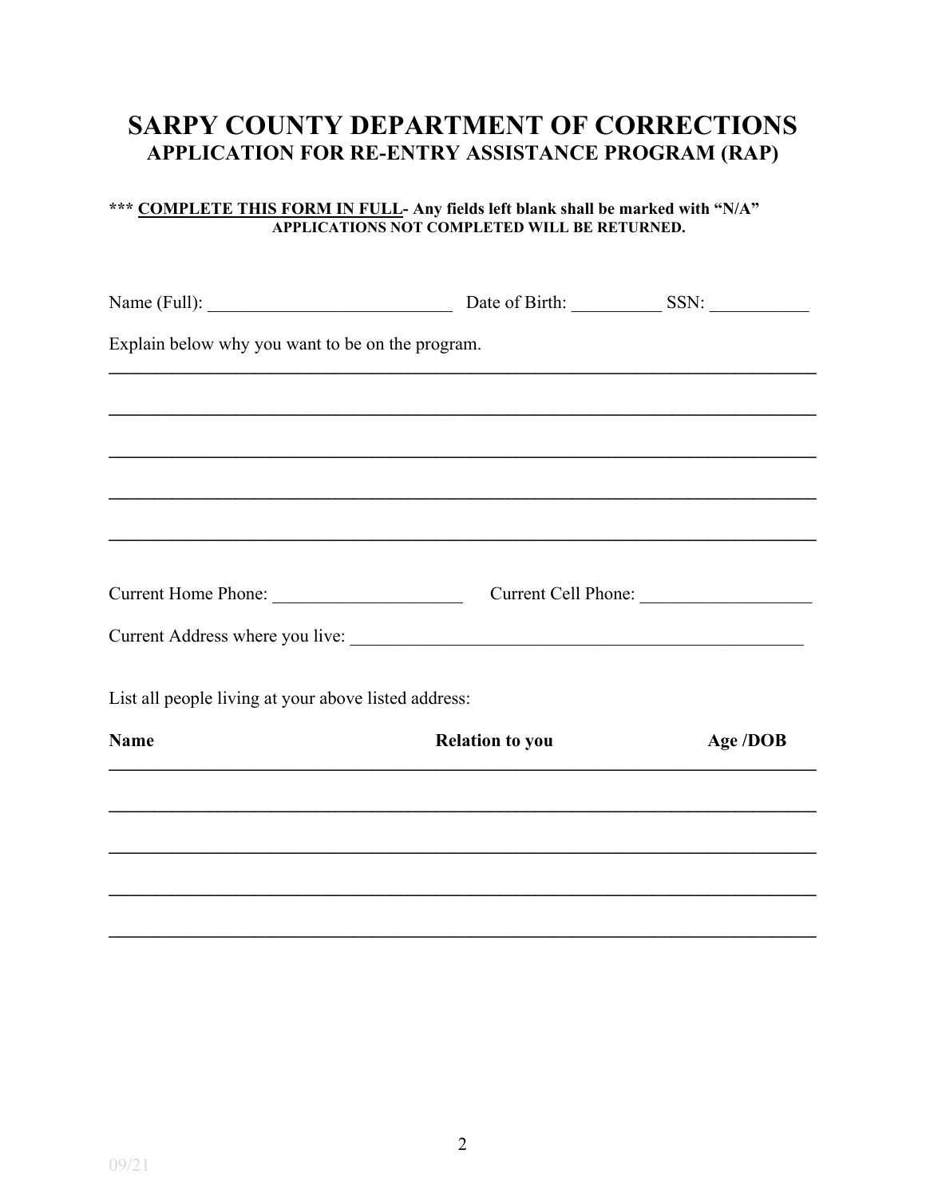# SARPY COUNTY DEPARTMENT OF CORRECTIONS

## APPLICATION FOR RE-ENTRY ASSISTANCE PROGRAM (RAP)

**\*\*\* <u>COMPLETE THIS FORM IN FULL</u>- Any fields left blank shall be marked with "N/A"**
**APPLICATIONS NOT COMPLETED WILL BE RETURNED.**

Name (Full): ___________________________ Date of Birth: __________ SSN: ___________

Explain below why you want to be on the program.

______________________________________________________________________________

______________________________________________________________________________

______________________________________________________________________________

______________________________________________________________________________

______________________________________________________________________________

Current Home Phone: _____________________ Current Cell Phone: ___________________

Current Address where you live: ___________________________________________________

List all people living at your above listed address:

| Name | Relation to you | Age /DOB |
|---|---|---|
| | | |
| | | |
| | | |
| | | |
| | | |

09/21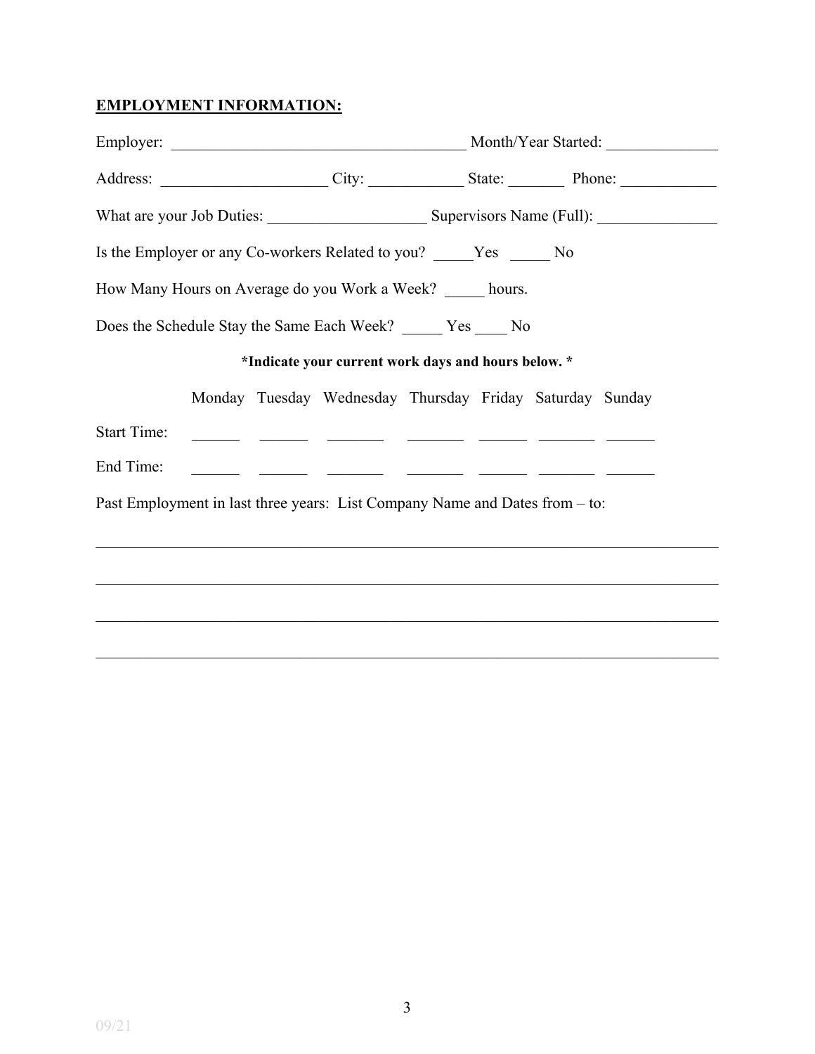**EMPLOYMENT INFORMATION:**

Employer: ______________________________________ Month/Year Started: ______________

Address: _____________________ City: ____________ State: _______ Phone: ____________

What are your Job Duties: ____________________ Supervisors Name (Full): _______________

Is the Employer or any Co-workers Related to you? _____Yes _____ No

How Many Hours on Average do you Work a Week? _____ hours.

Does the Schedule Stay the Same Each Week? _____ Yes ____ No

**\*Indicate your current work days and hours below. \***

| | Monday | Tuesday | Wednesday | Thursday | Friday | Saturday | Sunday |
|---|---|---|---|---|---|---|---|
| Start Time: | ______ | ______ | _______ | _______ | ______ | _______ | ______ |
| End Time: | ______ | ______ | _______ | _______ | ______ | _______ | ______ |

Past Employment in last three years: List Company Name and Dates from – to:

_______________________________________________________________________________

_______________________________________________________________________________

_______________________________________________________________________________

_______________________________________________________________________________

09/21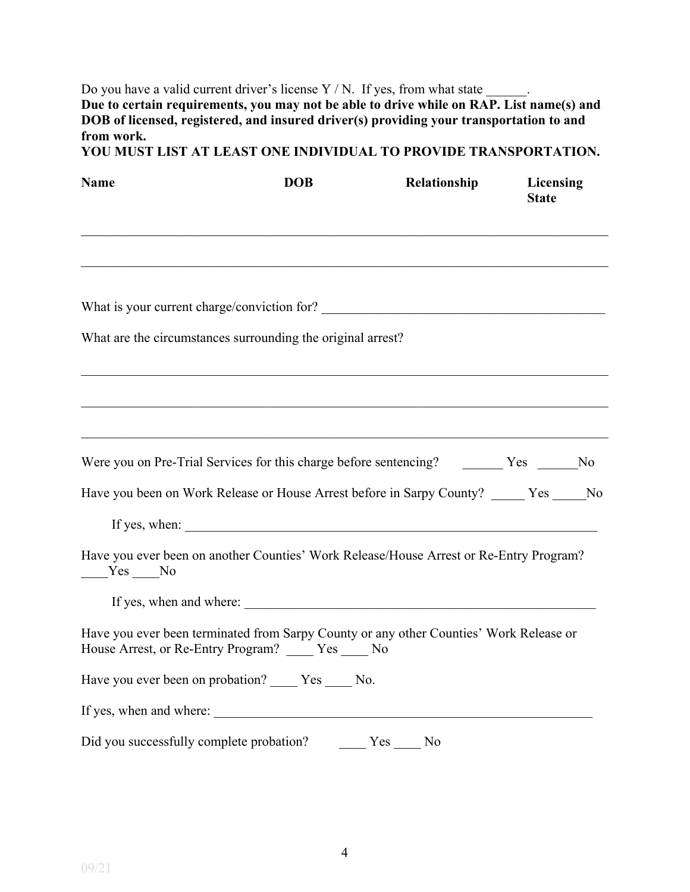Do you have a valid current driver's license Y / N. If yes, from what state ______.

**Due to certain requirements, you may not be able to drive while on RAP. List name(s) and DOB of licensed, registered, and insured driver(s) providing your transportation to and from work.**

**YOU MUST LIST AT LEAST ONE INDIVIDUAL TO PROVIDE TRANSPORTATION.**

| Name | DOB | Relationship | Licensing State |
|---|---|---|---|
| | | | |
| | | | |

What is your current charge/conviction for? ____________________________________________

What are the circumstances surrounding the original arrest?

_______________________________________________________________________________

_______________________________________________________________________________

_______________________________________________________________________________

Were you on Pre-Trial Services for this charge before sentencing? ______ Yes ______No

Have you been on Work Release or House Arrest before in Sarpy County? _____ Yes _____No

If yes, when: ________________________________________________________________

Have you ever been on another Counties' Work Release/House Arrest or Re-Entry Program? ____Yes ____No

If yes, when and where: ______________________________________________________

Have you ever been terminated from Sarpy County or any other Counties' Work Release or House Arrest, or Re-Entry Program? ____ Yes ____ No

Have you ever been on probation? ____ Yes ____ No.

If yes, when and where: __________________________________________________________

Did you successfully complete probation? ____ Yes ____ No

09/21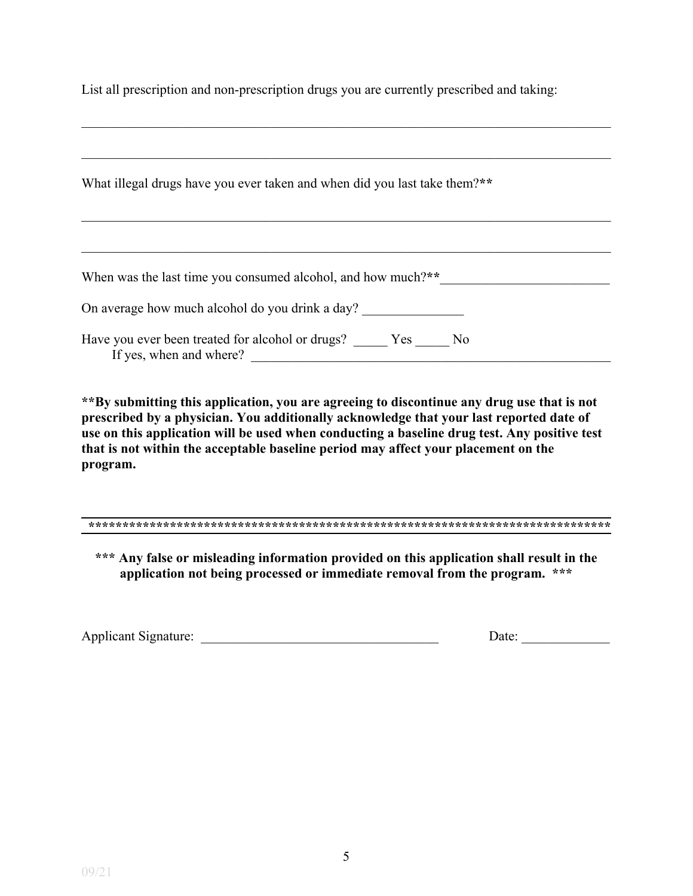List all prescription and non-prescription drugs you are currently prescribed and taking:

______________________________________________________________________________

______________________________________________________________________________

What illegal drugs have you ever taken and when did you last take them?**

______________________________________________________________________________

______________________________________________________________________________

When was the last time you consumed alcohol, and how much?**_________________________

On average how much alcohol do you drink a day? _______________

Have you ever been treated for alcohol or drugs? _____ Yes _____ No
If yes, when and where? ________________________________________________________

**\*\*By submitting this application, you are agreeing to discontinue any drug use that is not prescribed by a physician. You additionally acknowledge that your last reported date of use on this application will be used when conducting a baseline drug test. Any positive test that is not within the acceptable baseline period may affect your placement on the program.**

******************************************************************************

**\*\*\* Any false or misleading information provided on this application shall result in the application not being processed or immediate removal from the program. \*\*\***

Applicant Signature: ___________________________________ Date: _____________

09/21